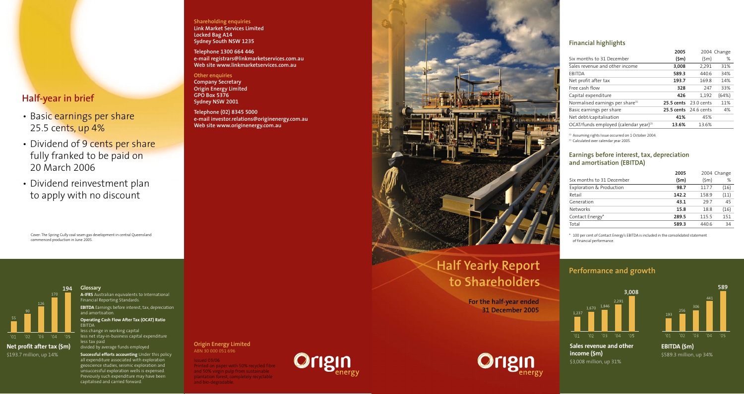# Half-year in brief

- Basic earnings per share 25.5 cents, up 4%
- Dividend of 9 cents per share fully franked to be paid on 20 March 2006
- Dividend reinvestment plan to apply with no discount

Cover: The Spring Gully coal seam gas development in central Queensland commenced production in June 2005.

| '01 | '02 | '03 | '04 | '05 |
|---|---|---|---|---|
| 55 | 90 | 126 | 170 | 194 |

**Net profit after tax ($m)**
$193.7 million, up 14%

## Glossary

**A-IFRS** Australian equivalents to International Financial Reporting Standards.

**EBITDA** Earnings before interest, tax, depreciation and amortisation.

**Operating Cash Flow After Tax (OCAT) Ratio**
EBITDA
less change in working capital
less net stay-in-business capital expenditure
less tax paid
divided by average funds employed

**Successful efforts accounting** Under this policy all expenditure associated with exploration geoscience studies, seismic exploration and unsuccessful exploration wells is expensed. Previously such expenditure may have been capitalised and carried forward.

**Shareholding enquiries**
**Link Market Services Limited**
**Locked Bag A14**
**Sydney South NSW 1235**

**Telephone 1300 664 446**
**e-mail registrars@linkmarketservices.com.au**
**Web site www.linkmarketservices.com.au**

**Other enquiries**
**Company Secretary**
**Origin Energy Limited**
**GPO Box 5376**
**Sydney NSW 2001**

**Telephone (02) 8345 5000**
**e-mail investor.relations@originenergy.com.au**
**Web site www.originenergy.com.au**

**Origin Energy Limited**
ABN 30 000 051 696

Issued 03/06
Printed on paper with 50% recycled fibre and 50% virgin pulp from sustainable plantation forest, completely recyclable and bio-degradable.

Origin energy

# Half Yearly Report to Shareholders

**For the half-year ended 31 December 2005**

Origin energy

## Financial highlights

| Six months to 31 December | 2005 ($m) | 2004 ($m) | Change % |
|---|---|---|---|
| Sales revenue and other income | **3,008** | 2,291 | 31% |
| EBITDA | **589.3** | 440.6 | 34% |
| Net profit after tax | **193.7** | 169.8 | 14% |
| Free cash flow | **328** | 247 | 33% |
| Capital expenditure | **426** | 1,192 | (64%) |
| Normalised earnings per share[(1)] | **25.5 cents** | 23.0 cents | 11% |
| Basic earnings per share | **25.5 cents** | 24.6 cents | 4% |
| Net debt/capitalisation | **41%** | 45% | |
| OCAT/funds employed (calendar year)[(2)] | **13.6%** | 13.6% | |

(1) Assuming rights issue occurred on 1 October 2004.
(2) Calculated over calendar year 2005.

## Earnings before interest, tax, depreciation and amortisation (EBITDA)

| Six months to 31 December | 2005 ($m) | 2004 ($m) | Change % |
|---|---|---|---|
| Exploration & Production | **98.7** | 117.7 | (16) |
| Retail | **142.2** | 158.9 | (11) |
| Generation | **43.1** | 29.7 | 45 |
| Networks | **15.8** | 18.8 | (16) |
| Contact Energy* | **289.5** | 115.5 | 151 |
| Total | **589.3** | 440.6 | 34 |

\* 100 per cent of Contact Energy's EBITDA is included in the consolidated statement of financial performance.

## Performance and growth

| '01 | '02 | '03 | '04 | '05 |
|---|---|---|---|---|
| 1,237 | 1,670 | 1,846 | 2,291 | 3,008 |

**Sales revenue and other income ($m)**
$3,008 million, up 31%

| '01 | '02 | '03 | '04 | '05 |
|---|---|---|---|---|
| 193 | 256 | 306 | 441 | 589 |

**EBITDA ($m)**
$589.3 million, up 34%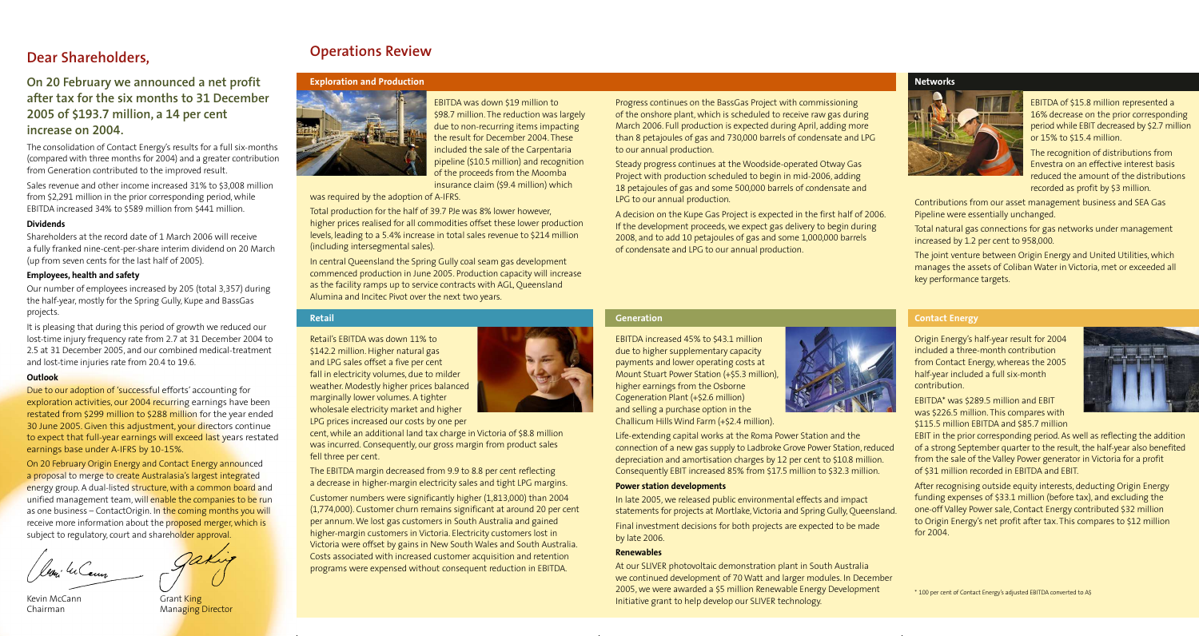# Dear Shareholders,

## On 20 February we announced a net profit after tax for the six months to 31 December 2005 of $193.7 million, a 14 per cent increase on 2004.

The consolidation of Contact Energy's results for a full six-months (compared with three months for 2004) and a greater contribution from Generation contributed to the improved result.

Sales revenue and other income increased 31% to $3,008 million from $2,291 million in the prior corresponding period, while EBITDA increased 34% to $589 million from $441 million.

### Dividends

Shareholders at the record date of 1 March 2006 will receive a fully franked nine-cent-per-share interim dividend on 20 March (up from seven cents for the last half of 2005).

### Employees, health and safety

Our number of employees increased by 205 (total 3,357) during the half-year, mostly for the Spring Gully, Kupe and BassGas projects.

It is pleasing that during this period of growth we reduced our lost-time injury frequency rate from 2.7 at 31 December 2004 to 2.5 at 31 December 2005, and our combined medical-treatment and lost-time injuries rate from 20.4 to 19.6.

### Outlook

Due to our adoption of 'successful efforts' accounting for exploration activities, our 2004 recurring earnings have been restated from $299 million to $288 million for the year ended 30 June 2005. Given this adjustment, your directors continue to expect that full-year earnings will exceed last years restated earnings base under A-IFRS by 10-15%.

On 20 February Origin Energy and Contact Energy announced a proposal to merge to create Australasia's largest integrated energy group. A dual-listed structure, with a common board and unified management team, will enable the companies to be run as one business – ContactOrigin. In the coming months you will receive more information about the proposed merger, which is subject to regulatory, court and shareholder approval.

Kevin McCann
Chairman

Grant King
Managing Director

# Operations Review

## Exploration and Production

EBITDA was down $19 million to $98.7 million. The reduction was largely due to non-recurring items impacting the result for December 2004. These included the sale of the Carpentaria pipeline ($10.5 million) and recognition of the proceeds from the Moomba insurance claim ($9.4 million) which was required by the adoption of A-IFRS.

Total production for the half of 39.7 PJe was 8% lower however, higher prices realised for all commodities offset these lower production levels, leading to a 5.4% increase in total sales revenue to $214 million (including intersegmental sales).

In central Queensland the Spring Gully coal seam gas development commenced production in June 2005. Production capacity will increase as the facility ramps up to service contracts with AGL, Queensland Alumina and Incitec Pivot over the next two years.

Progress continues on the BassGas Project with commissioning of the onshore plant, which is scheduled to receive raw gas during March 2006. Full production is expected during April, adding more than 8 petajoules of gas and 730,000 barrels of condensate and LPG to our annual production.

Steady progress continues at the Woodside-operated Otway Gas Project with production scheduled to begin in mid-2006, adding 18 petajoules of gas and some 500,000 barrels of condensate and LPG to our annual production.

A decision on the Kupe Gas Project is expected in the first half of 2006. If the development proceeds, we expect gas delivery to begin during 2008, and to add 10 petajoules of gas and some 1,000,000 barrels of condensate and LPG to our annual production.

## Networks

EBITDA of $15.8 million represented a 16% decrease on the prior corresponding period while EBIT decreased by $2.7 million or 15% to $15.4 million.

The recognition of distributions from Envestra on an effective interest basis reduced the amount of the distributions recorded as profit by $3 million.

Contributions from our asset management business and SEA Gas Pipeline were essentially unchanged.

Total natural gas connections for gas networks under management increased by 1.2 per cent to 958,000.

The joint venture between Origin Energy and United Utilities, which manages the assets of Coliban Water in Victoria, met or exceeded all key performance targets.

## Retail

Retail's EBITDA was down 11% to $142.2 million. Higher natural gas and LPG sales offset a five per cent fall in electricity volumes, due to milder weather. Modestly higher prices balanced marginally lower volumes. A tighter wholesale electricity market and higher LPG prices increased our costs by one per cent, while an additional land tax charge in Victoria of $8.8 million was incurred. Consequently, our gross margin from product sales fell three per cent.

The EBITDA margin decreased from 9.9 to 8.8 per cent reflecting a decrease in higher-margin electricity sales and tight LPG margins.

Customer numbers were significantly higher (1,813,000) than 2004 (1,774,000). Customer churn remains significant at around 20 per cent per annum. We lost gas customers in South Australia and gained higher-margin customers in Victoria. Electricity customers lost in Victoria were offset by gains in New South Wales and South Australia. Costs associated with increased customer acquisition and retention programs were expensed without consequent reduction in EBITDA.

## Generation

EBITDA increased 45% to $43.1 million due to higher supplementary capacity payments and lower operating costs at Mount Stuart Power Station (+$5.3 million), higher earnings from the Osborne Cogeneration Plant (+$2.6 million) and selling a purchase option in the Challicum Hills Wind Farm (+$2.4 million).

Life-extending capital works at the Roma Power Station and the connection of a new gas supply to Ladbroke Grove Power Station, reduced depreciation and amortisation charges by 12 per cent to $10.8 million. Consequently EBIT increased 85% from $17.5 million to $32.3 million.

### Power station developments

In late 2005, we released public environmental effects and impact statements for projects at Mortlake, Victoria and Spring Gully, Queensland.

Final investment decisions for both projects are expected to be made by late 2006.

### Renewables

At our SLIVER photovoltaic demonstration plant in South Australia we continued development of 70 Watt and larger modules. In December 2005, we were awarded a $5 million Renewable Energy Development Initiative grant to help develop our SLIVER technology.

## Contact Energy

Origin Energy's half-year result for 2004 included a three-month contribution from Contact Energy, whereas the 2005 half-year included a full six-month contribution.

EBITDA* was $289.5 million and EBIT was $226.5 million. This compares with $115.5 million EBITDA and $85.7 million EBIT in the prior corresponding period. As well as reflecting the addition of a strong September quarter to the result, the half-year also benefited from the sale of the Valley Power generator in Victoria for a profit of $31 million recorded in EBITDA and EBIT.

After recognising outside equity interests, deducting Origin Energy funding expenses of $33.1 million (before tax), and excluding the one-off Valley Power sale, Contact Energy contributed $32 million to Origin Energy's net profit after tax. This compares to $12 million for 2004.

\* 100 per cent of Contact Energy's adjusted EBITDA converted to A$